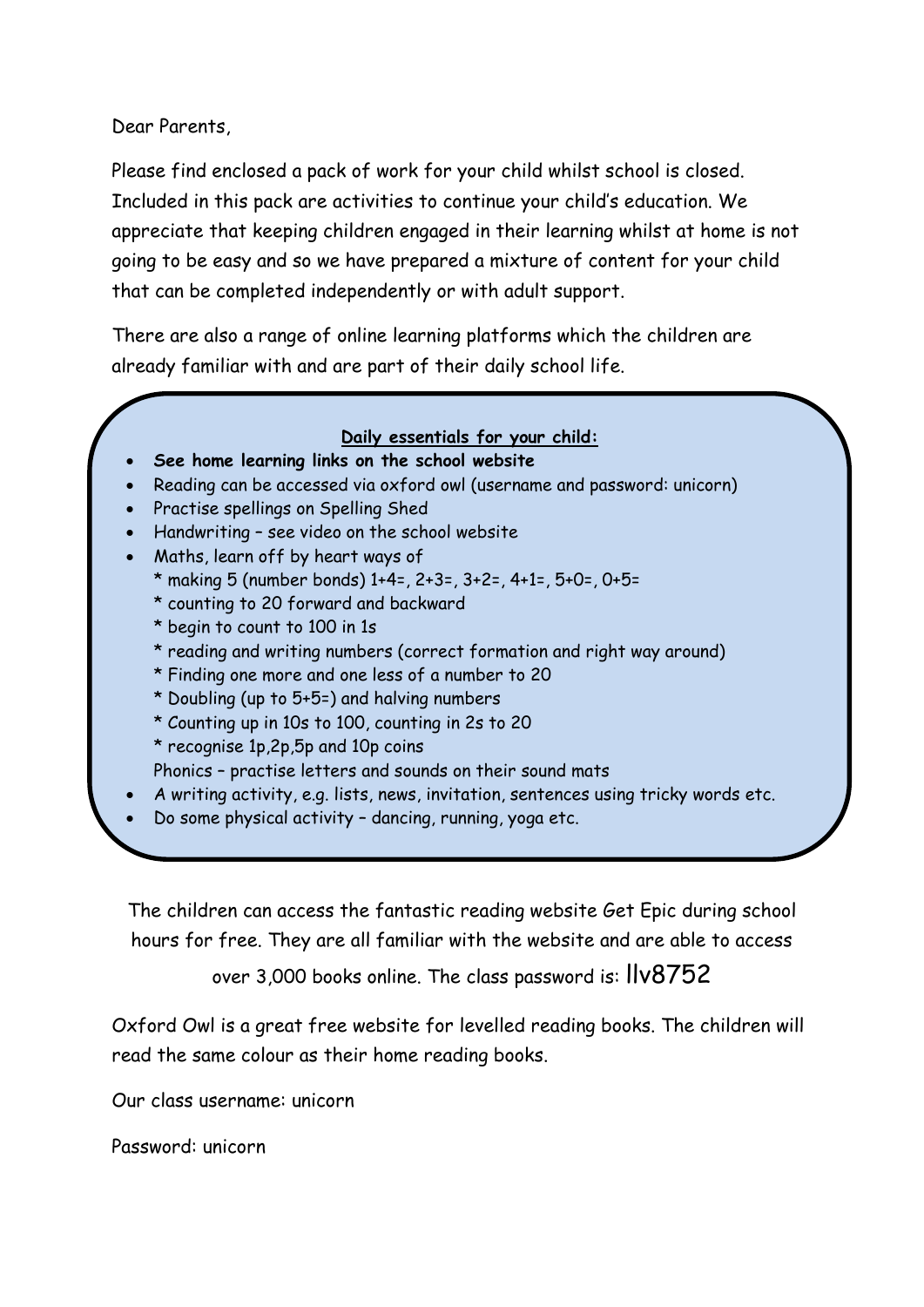Dear Parents,

Please find enclosed a pack of work for your child whilst school is closed. Included in this pack are activities to continue your child's education. We appreciate that keeping children engaged in their learning whilst at home is not going to be easy and so we have prepared a mixture of content for your child that can be completed independently or with adult support.

There are also a range of online learning platforms which the children are already familiar with and are part of their daily school life.

**Daily essentials for your child:**

- **See home learning links on the school website**
- Reading can be accessed via oxford owl (username and password: unicorn)
- Practise spellings on Spelling Shed
- Handwriting – see video on the school website
- Maths, learn off by heart ways of
  * making 5 (number bonds) 1+4=, 2+3=, 3+2=, 4+1=, 5+0=, 0+5=
  * counting to 20 forward and backward
  * begin to count to 100 in 1s
  * reading and writing numbers (correct formation and right way around)
  * Finding one more and one less of a number to 20
  * Doubling (up to 5+5=) and halving numbers
  * Counting up in 10s to 100, counting in 2s to 20
  * recognise 1p,2p,5p and 10p coins

  Phonics – practise letters and sounds on their sound mats
- A writing activity, e.g. lists, news, invitation, sentences using tricky words etc.
- Do some physical activity – dancing, running, yoga etc.

The children can access the fantastic reading website Get Epic during school hours for free. They are all familiar with the website and are able to access over 3,000 books online. The class password is: llv8752

Oxford Owl is a great free website for levelled reading books. The children will read the same colour as their home reading books.

Our class username: unicorn

Password: unicorn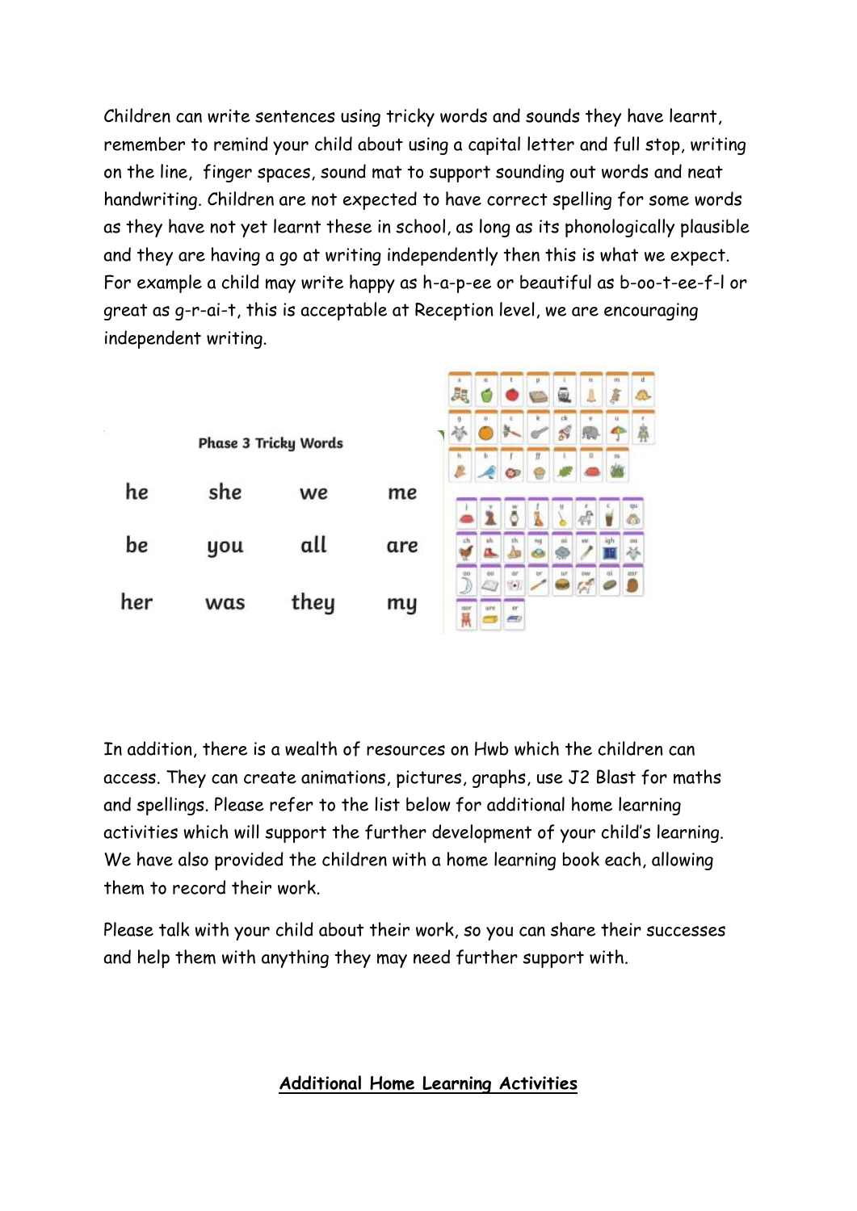Children can write sentences using tricky words and sounds they have learnt, remember to remind your child about using a capital letter and full stop, writing on the line, finger spaces, sound mat to support sounding out words and neat handwriting. Children are not expected to have correct spelling for some words as they have not yet learnt these in school, as long as its phonologically plausible and they are having a go at writing independently then this is what we expect. For example a child may write happy as h-a-p-ee or beautiful as b-oo-t-ee-f-l or great as g-r-ai-t, this is acceptable at Reception level, we are encouraging independent writing.

**Phase 3 Tricky Words**

| | | | |
|---|---|---|---|
| he | she | we | me |
| be | you | all | are |
| her | was | they | my |

In addition, there is a wealth of resources on Hwb which the children can access. They can create animations, pictures, graphs, use J2 Blast for maths and spellings. Please refer to the list below for additional home learning activities which will support the further development of your child's learning. We have also provided the children with a home learning book each, allowing them to record their work.

Please talk with your child about their work, so you can share their successes and help them with anything they may need further support with.

**Additional Home Learning Activities**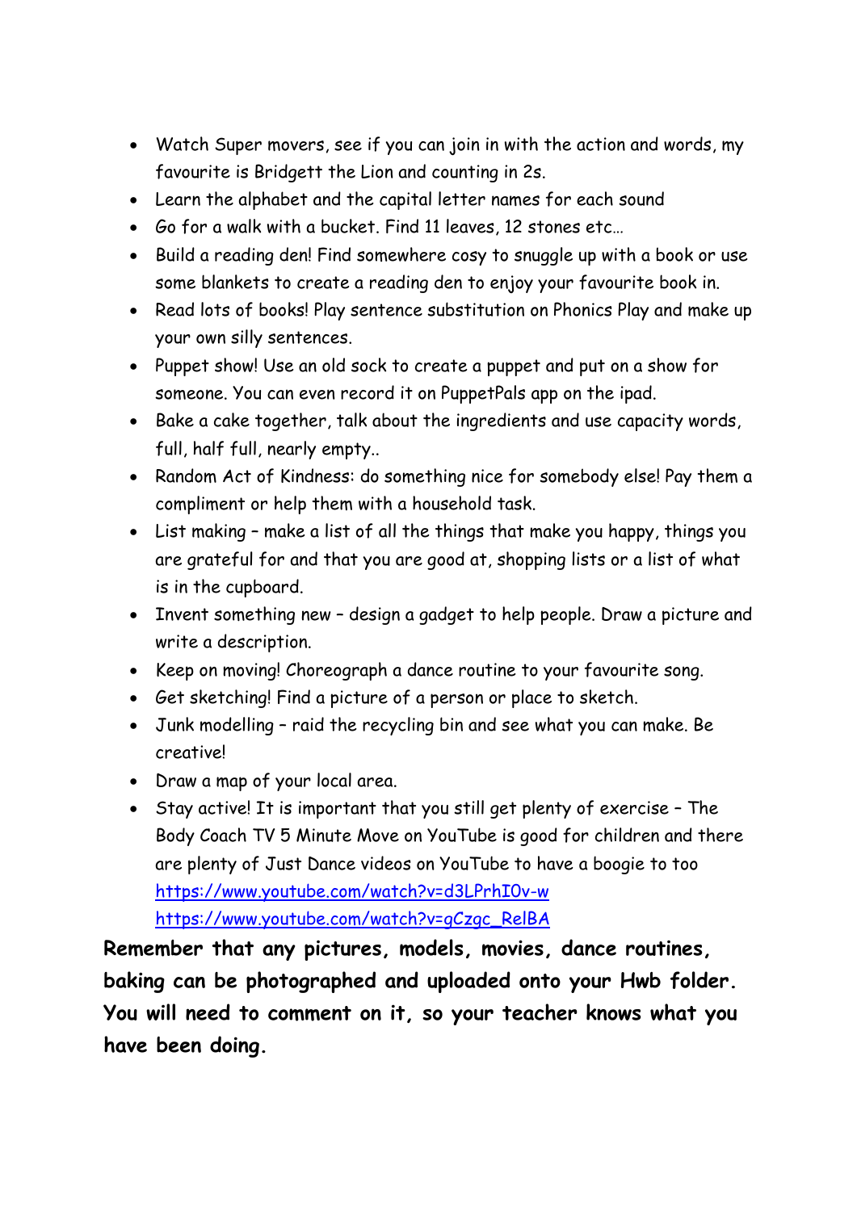- Watch Super movers, see if you can join in with the action and words, my favourite is Bridgett the Lion and counting in 2s.
- Learn the alphabet and the capital letter names for each sound
- Go for a walk with a bucket. Find 11 leaves, 12 stones etc…
- Build a reading den! Find somewhere cosy to snuggle up with a book or use some blankets to create a reading den to enjoy your favourite book in.
- Read lots of books! Play sentence substitution on Phonics Play and make up your own silly sentences.
- Puppet show! Use an old sock to create a puppet and put on a show for someone. You can even record it on PuppetPals app on the ipad.
- Bake a cake together, talk about the ingredients and use capacity words, full, half full, nearly empty..
- Random Act of Kindness: do something nice for somebody else! Pay them a compliment or help them with a household task.
- List making – make a list of all the things that make you happy, things you are grateful for and that you are good at, shopping lists or a list of what is in the cupboard.
- Invent something new – design a gadget to help people. Draw a picture and write a description.
- Keep on moving! Choreograph a dance routine to your favourite song.
- Get sketching! Find a picture of a person or place to sketch.
- Junk modelling – raid the recycling bin and see what you can make. Be creative!
- Draw a map of your local area.
- Stay active! It is important that you still get plenty of exercise – The Body Coach TV 5 Minute Move on YouTube is good for children and there are plenty of Just Dance videos on YouTube to have a boogie to too
  https://www.youtube.com/watch?v=d3LPrhI0v-w
  https://www.youtube.com/watch?v=gCzgc_RelBA

**Remember that any pictures, models, movies, dance routines, baking can be photographed and uploaded onto your Hwb folder. You will need to comment on it, so your teacher knows what you have been doing.**